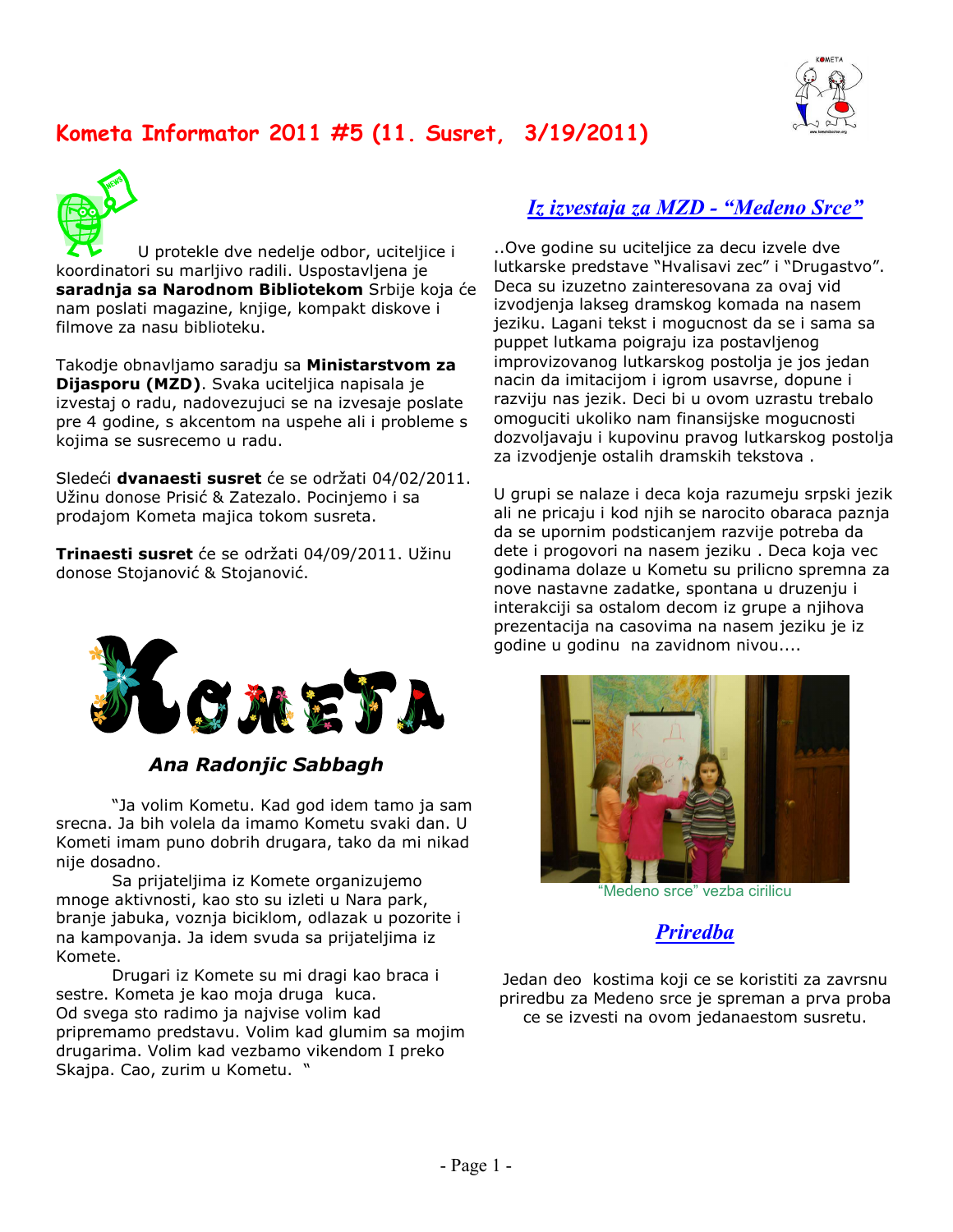# Kometa Informator 2011 #5 (11. Susret, 3/19/2011)

U protekle dve nedelje odbor, uciteljice i koordinatori su marljivo radili. Uspostavljena je **saradnja sa Narodnom Bibliotekom** Srbije koja će nam poslati magazine, knjige, kompakt diskove i filmove za nasu biblioteku.

Takodje obnavljamo saradju sa **Ministarstvom za Dijasporu (MZD)**. Svaka uciteljica napisala je izvestaj o radu, nadovezujuci se na izvesaje poslate pre 4 godine, s akcentom na uspehe ali i probleme s kojima se susrecemo u radu.

Sledeći **dvanaesti susret** će se održati 04/02/2011. Užinu donose Prisić & Zatezalo. Pocinjemo i sa prodajom Kometa majica tokom susreta.

**Trinaesti susret** će se održati 04/09/2011. Užinu donose Stojanović & Stojanović.

KOMETA

### *Ana Radonjic Sabbagh*

"Ja volim Kometu. Kad god idem tamo ja sam srecna. Ja bih volela da imamo Kometu svaki dan. U Kometi imam puno dobrih drugara, tako da mi nikad nije dosadno.

Sa prijateljima iz Komete organizujemo mnoge aktivnosti, kao sto su izleti u Nara park, branje jabuka, voznja biciklom, odlazak u pozorite i na kampovanja. Ja idem svuda sa prijateljima iz Komete.

Drugari iz Komete su mi dragi kao braca i sestre. Kometa je kao moja druga kuca.
Od svega sto radimo ja najvise volim kad pripremamo predstavu. Volim kad glumim sa mojim drugarima. Volim kad vezbamo vikendom I preko Skajpa. Cao, zurim u Kometu. "

## *Iz izvestaja za MZD - "Medeno Srce"*

..Ove godine su uciteljice za decu izvele dve lutkarske predstave "Hvalisavi zec" i "Drugastvo". Deca su izuzetno zainteresovana za ovaj vid izvodjenja lakseg dramskog komada na nasem jeziku. Lagani tekst i mogucnost da se i sama sa puppet lutkama poigraju iza postavljenog improvizovanog lutkarskog postolja je jos jedan nacin da imitacijom i igrom usavrse, dopune i razviju nas jezik. Deci bi u ovom uzrastu trebalo omoguciti ukoliko nam finansijske mogucnosti dozvoljavaju i kupovinu pravog lutkarskog postolja za izvodjenje ostalih dramskih tekstova .

U grupi se nalaze i deca koja razumeju srpski jezik ali ne pricaju i kod njih se narocito obaraca paznja da se upornim podsticanjem razvije potreba da dete i progovori na nasem jeziku . Deca koja vec godinama dolaze u Kometu su prilicno spremna za nove nastavne zadatke, spontana u druzenju i interakciji sa ostalom decom iz grupe a njihova prezentacija na casovima na nasem jeziku je iz godine u godinu na zavidnom nivou....

"Medeno srce" vezba cirilicu

## *Priredba*

Jedan deo kostima koji ce se koristiti za zavrsnu priredbu za Medeno srce je spreman a prva proba ce se izvesti na ovom jedanaestom susretu.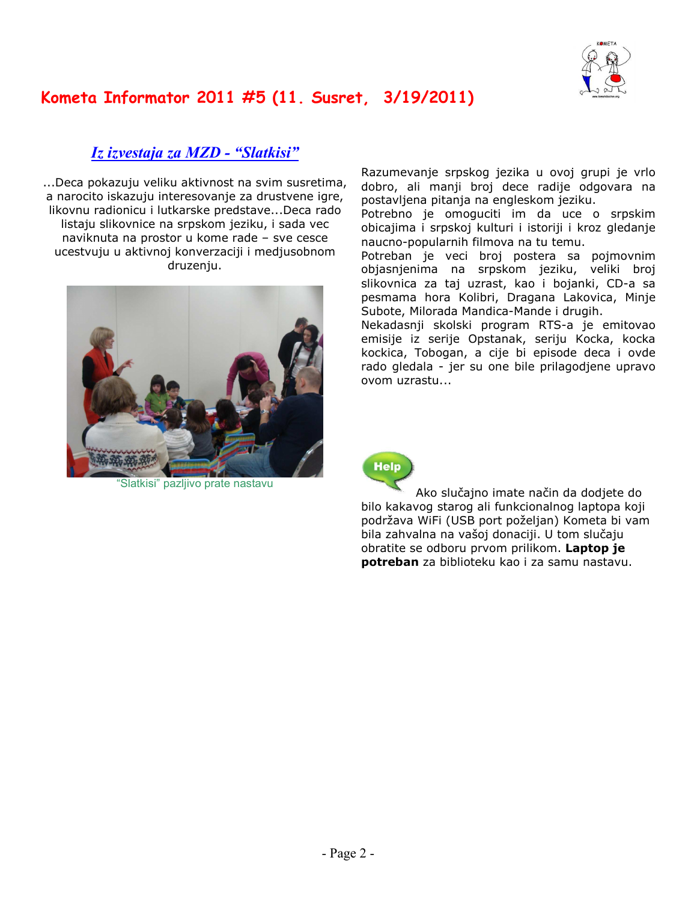# Kometa Informator 2011 #5 (11. Susret, 3/19/2011)

## *Iz izvestaja za MZD - "Slatkisi"*

...Deca pokazuju veliku aktivnost na svim susretima, a narocito iskazuju interesovanje za drustvene igre, likovnu radionicu i lutkarske predstave...Deca rado listaju slikovnice na srpskom jeziku, i sada vec naviknuta na prostor u kome rade – sve cesce ucestvuju u aktivnoj konverzaciji i medjusobnom druzenju.

"Slatkisi" pazljivo prate nastavu

Razumevanje srpskog jezika u ovoj grupi je vrlo dobro, ali manji broj dece radije odgovara na postavljena pitanja na engleskom jeziku.
Potrebno je omoguciti im da uce o srpskim obicajima i srpskoj kulturi i istoriji i kroz gledanje naucno-popularnih filmova na tu temu.
Potreban je veci broj postera sa pojmovnim objasnjenjima na srpskom jeziku, veliki broj slikovnica za taj uzrast, kao i bojanki, CD-a sa pesmama hora Kolibri, Dragana Lakovica, Minje Subote, Milorada Mandica-Mande i drugih.
Nekadasnji skolski program RTS-a je emitovao emisije iz serije Opstanak, seriju Kocka, kocka kockica, Tobogan, a cije bi episode deca i ovde rado gledala - jer su one bile prilagodjene upravo ovom uzrastu...

Help

Ako slučajno imate način da dodjete do bilo kakavog starog ali funkcionalnog laptopa koji podržava WiFi (USB port poželjan) Kometa bi vam bila zahvalna na vašoj donaciji. U tom slučaju obratite se odboru prvom prilikom. **Laptop je potreban** za biblioteku kao i za samu nastavu.